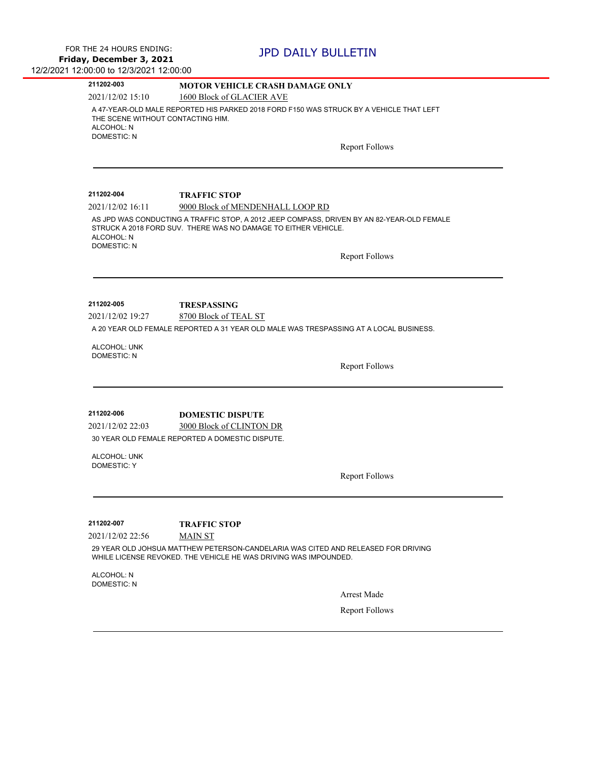FOR THE 24 HOURS ENDING:
**Friday, December 3, 2021**
12/2/2021 12:00:00 to 12/3/2021 12:00:00

# JPD DAILY BULLETIN

---

**211202-003** **MOTOR VEHICLE CRASH DAMAGE ONLY**

2021/12/02 15:10 1600 Block of GLACIER AVE

A 47-YEAR-OLD MALE REPORTED HIS PARKED 2018 FORD F150 WAS STRUCK BY A VEHICLE THAT LEFT THE SCENE WITHOUT CONTACTING HIM.
ALCOHOL: N
DOMESTIC: N

Report Follows

---

**211202-004** **TRAFFIC STOP**

2021/12/02 16:11 9000 Block of MENDENHALL LOOP RD

AS JPD WAS CONDUCTING A TRAFFIC STOP, A 2012 JEEP COMPASS, DRIVEN BY AN 82-YEAR-OLD FEMALE STRUCK A 2018 FORD SUV. THERE WAS NO DAMAGE TO EITHER VEHICLE.
ALCOHOL: N
DOMESTIC: N

Report Follows

---

**211202-005** **TRESPASSING**

2021/12/02 19:27 8700 Block of TEAL ST

A 20 YEAR OLD FEMALE REPORTED A 31 YEAR OLD MALE WAS TRESPASSING AT A LOCAL BUSINESS.

ALCOHOL: UNK
DOMESTIC: N

Report Follows

---

**211202-006** **DOMESTIC DISPUTE**

2021/12/02 22:03 3000 Block of CLINTON DR

30 YEAR OLD FEMALE REPORTED A DOMESTIC DISPUTE.

ALCOHOL: UNK
DOMESTIC: Y

Report Follows

---

**211202-007** **TRAFFIC STOP**

2021/12/02 22:56 MAIN ST

29 YEAR OLD JOHSUA MATTHEW PETERSON-CANDELARIA WAS CITED AND RELEASED FOR DRIVING WHILE LICENSE REVOKED. THE VEHICLE HE WAS DRIVING WAS IMPOUNDED.

ALCOHOL: N
DOMESTIC: N

Arrest Made

Report Follows

---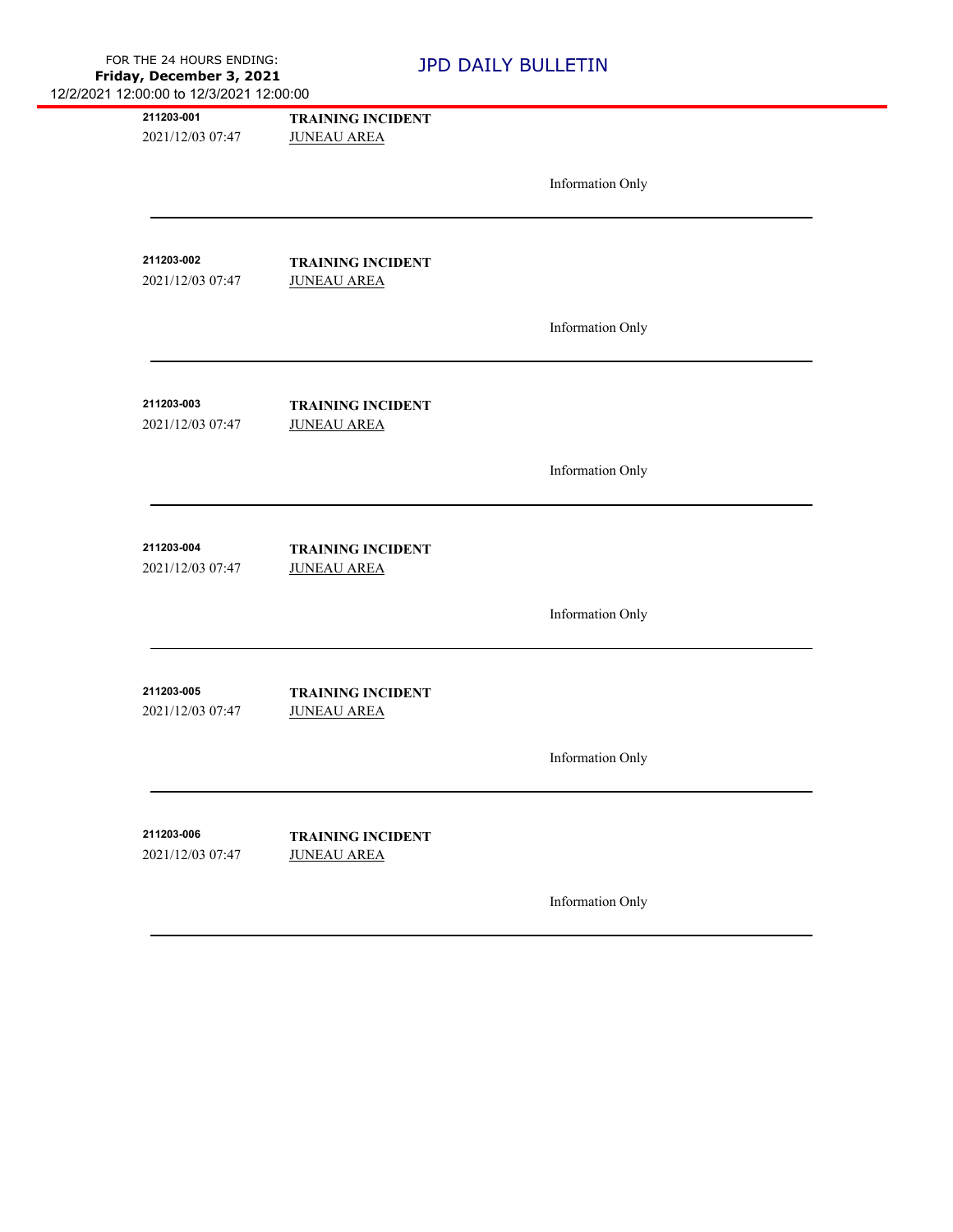211203-001
2021/12/03 07:47

**TRAINING INCIDENT**
JUNEAU AREA

Information Only

---

211203-002
2021/12/03 07:47

**TRAINING INCIDENT**
JUNEAU AREA

Information Only

---

211203-003
2021/12/03 07:47

**TRAINING INCIDENT**
JUNEAU AREA

Information Only

---

211203-004
2021/12/03 07:47

**TRAINING INCIDENT**
JUNEAU AREA

Information Only

---

211203-005
2021/12/03 07:47

**TRAINING INCIDENT**
JUNEAU AREA

Information Only

---

211203-006
2021/12/03 07:47

**TRAINING INCIDENT**
JUNEAU AREA

Information Only

---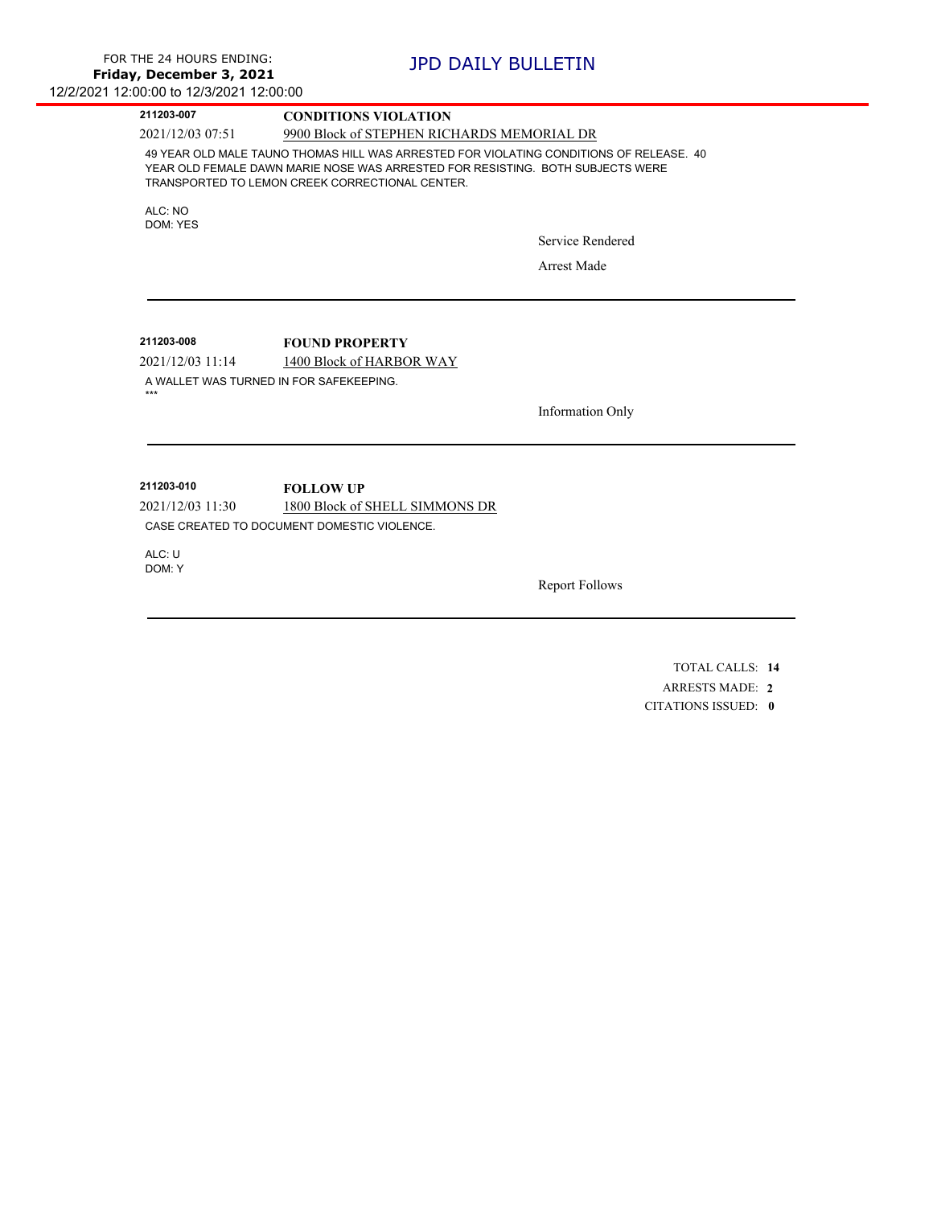FOR THE 24 HOURS ENDING:
**Friday, December 3, 2021**
12/2/2021 12:00:00 to 12/3/2021 12:00:00

# JPD DAILY BULLETIN

---

**211203-007** **CONDITIONS VIOLATION**

2021/12/03 07:51 9900 Block of STEPHEN RICHARDS MEMORIAL DR

49 YEAR OLD MALE TAUNO THOMAS HILL WAS ARRESTED FOR VIOLATING CONDITIONS OF RELEASE. 40 YEAR OLD FEMALE DAWN MARIE NOSE WAS ARRESTED FOR RESISTING. BOTH SUBJECTS WERE TRANSPORTED TO LEMON CREEK CORRECTIONAL CENTER.

ALC: NO
DOM: YES

Service Rendered

Arrest Made

---

**211203-008** **FOUND PROPERTY**

2021/12/03 11:14 1400 Block of HARBOR WAY

A WALLET WAS TURNED IN FOR SAFEKEEPING.
***

Information Only

---

**211203-010** **FOLLOW UP**

2021/12/03 11:30 1800 Block of SHELL SIMMONS DR

CASE CREATED TO DOCUMENT DOMESTIC VIOLENCE.

ALC: U
DOM: Y

Report Follows

---

TOTAL CALLS: **14**

ARRESTS MADE: **2**

CITATIONS ISSUED: **0**